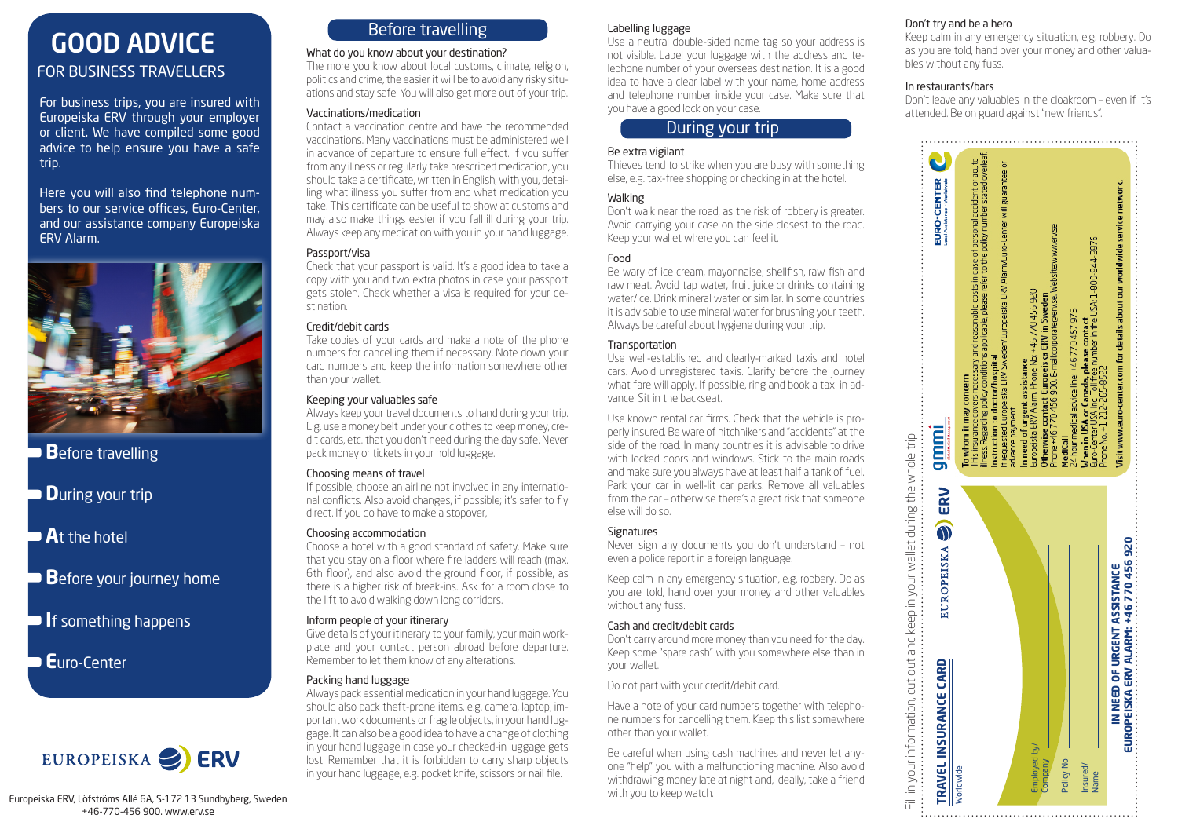# GOOD ADVICE

## FOR BUSINESS TRAVELLERS

For business trips, you are insured with Europeiska ERV through your employer or client. We have compiled some good advice to help ensure you have a safe trip.

Here you will also find telephone numbers to our service offices, Euro-Center, and our assistance company Europeiska ERV Alarm.

- **B**efore travelling
- **D**uring your trip
- **A**t the hotel
- **B**efore your journey home
- **I**f something happens
- **E**uro-Center

EUROPEISKA ERV

Europeiska ERV, Löfströms Allé 6A, S-172 13 Sundbyberg, Sweden
+46-770-456 900. www.erv.se

## Before travelling

### What do you know about your destination?

The more you know about local customs, climate, religion, politics and crime, the easier it will be to avoid any risky situations and stay safe. You will also get more out of your trip.

### Vaccinations/medication

Contact a vaccination centre and have the recommended vaccinations. Many vaccinations must be administered well in advance of departure to ensure full effect. If you suffer from any illness or regularly take prescribed medication, you should take a certificate, written in English, with you, detailing what illness you suffer from and what medication you take. This certificate can be useful to show at customs and may also make things easier if you fall ill during your trip. Always keep any medication with you in your hand luggage.

### Passport/visa

Check that your passport is valid. It's a good idea to take a copy with you and two extra photos in case your passport gets stolen. Check whether a visa is required for your destination.

### Credit/debit cards

Take copies of your cards and make a note of the phone numbers for cancelling them if necessary. Note down your card numbers and keep the information somewhere other than your wallet.

### Keeping your valuables safe

Always keep your travel documents to hand during your trip. E.g. use a money belt under your clothes to keep money, credit cards, etc. that you don't need during the day safe. Never pack money or tickets in your hold luggage.

### Choosing means of travel

If possible, choose an airline not involved in any international conflicts. Also avoid changes, if possible; it's safer to fly direct. If you do have to make a stopover,

### Choosing accommodation

Choose a hotel with a good standard of safety. Make sure that you stay on a floor where fire ladders will reach (max. 6th floor), and also avoid the ground floor, if possible, as there is a higher risk of break-ins. Ask for a room close to the lift to avoid walking down long corridors.

### Inform people of your itinerary

Give details of your itinerary to your family, your main workplace and your contact person abroad before departure. Remember to let them know of any alterations.

### Packing hand luggage

Always pack essential medication in your hand luggage. You should also pack theft-prone items, e.g. camera, laptop, important work documents or fragile objects, in your hand luggage. It can also be a good idea to have a change of clothing in your hand luggage in case your checked-in luggage gets lost. Remember that it is forbidden to carry sharp objects in your hand luggage, e.g. pocket knife, scissors or nail file.

### Labelling luggage

Use a neutral double-sided name tag so your address is not visible. Label your luggage with the address and telephone number of your overseas destination. It is a good idea to have a clear label with your name, home address and telephone number inside your case. Make sure that you have a good lock on your case.

## During your trip

### Be extra vigilant

Thieves tend to strike when you are busy with something else, e.g. tax-free shopping or checking in at the hotel.

### Walking

Don't walk near the road, as the risk of robbery is greater. Avoid carrying your case on the side closest to the road. Keep your wallet where you can feel it.

### Food

Be wary of ice cream, mayonnaise, shellfish, raw fish and raw meat. Avoid tap water, fruit juice or drinks containing water/ice. Drink mineral water or similar. In some countries it is advisable to use mineral water for brushing your teeth. Always be careful about hygiene during your trip.

### Transportation

Use well-established and clearly-marked taxis and hotel cars. Avoid unregistered taxis. Clarify before the journey what fare will apply. If possible, ring and book a taxi in advance. Sit in the backseat.

Use known rental car firms. Check that the vehicle is properly insured. Be ware of hitchhikers and "accidents" at the side of the road. In many countries it is advisable to drive with locked doors and windows. Stick to the main roads and make sure you always have at least half a tank of fuel. Park your car in well-lit car parks. Remove all valuables from the car – otherwise there's a great risk that someone else will do so.

### Signatures

Never sign any documents you don't understand – not even a police report in a foreign language.

Keep calm in any emergency situation, e.g. robbery. Do as you are told, hand over your money and other valuables without any fuss.

### Cash and credit/debit cards

Don't carry around more money than you need for the day. Keep some "spare cash" with you somewhere else than in your wallet.

Do not part with your credit/debit card.

Have a note of your card numbers together with telephone numbers for cancelling them. Keep this list somewhere other than your wallet.

Be careful when using cash machines and never let anyone "help" you with a malfunctioning machine. Also avoid withdrawing money late at night and, ideally, take a friend with you to keep watch.

### Don't try and be a hero

Keep calm in any emergency situation, e.g. robbery. Do as you are told, hand over your money and other valuables without any fuss.

### In restaurants/bars

Don't leave any valuables in the cloakroom – even if it's attended. Be on guard against "new friends".

Fill in your information, cut out and keep in your wallet during the whole trip

**TRAVEL INSURANCE CARD**
Worldwide

EUROPEISKA ERV | gmmi | EURO-CENTER

Employed by/Company
Policy No
Insured/Name

**To whom it may concern**
This insurance covers necessary and reasonable costs in case of personal accident or acute illness. Regarding policy conditions applicable please refer to the policy number stated overleaf.
**Instruction to doctor/hospital**
If requested Europeiska ERV Sweden/Europeiska ERV Alarm/Euro-Center will guarantee or advance payment.
**In need of urgent assistance**
Europeiska ERV Alarm. Phone No. +46 770 456 920
**Otherwise contact Europeiska ERV in Sweden**
Phone +46 770 456 900. E-mail corporate@erv.se. Website www.erv.se
**Medicall**
24 hour medical advice line +46 770 457 975
**When in USA or Canada, please contact**
Euro-Center USA Inc. Toll free number in the USA: 1-800-844-3076
Phone No. +1 212-265-9522

**Visit www.euro-center.com for details about our worldwide service network.**

**IN NEED OF URGENT ASSISTANCE**
**EUROPEISKA ERV ALARM: +46 770 456 920**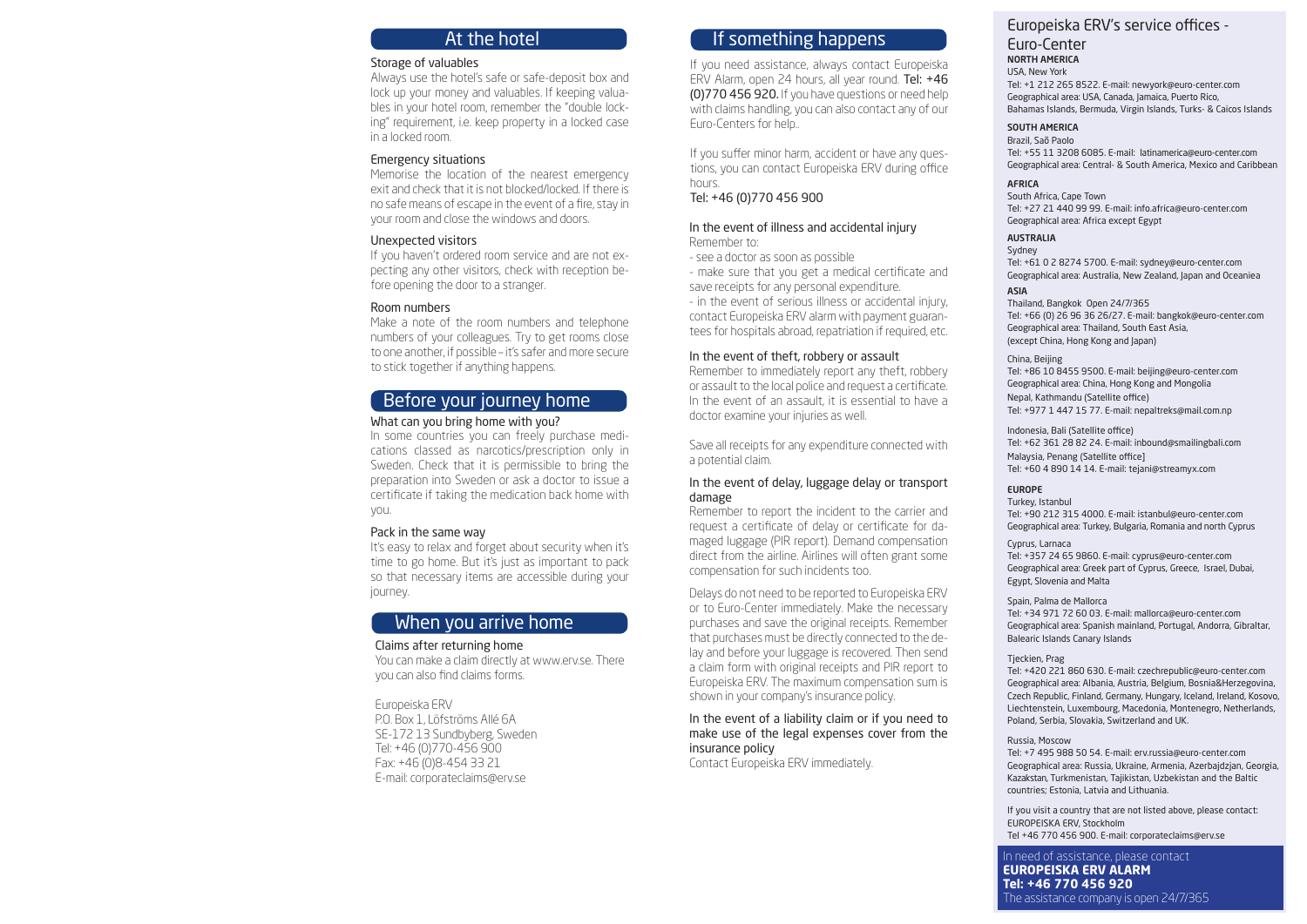## At the hotel

### Storage of valuables

Always use the hotel's safe or safe-deposit box and lock up your money and valuables. If keeping valuables in your hotel room, remember the "double locking" requirement, i.e. keep property in a locked case in a locked room.

### Emergency situations

Memorise the location of the nearest emergency exit and check that it is not blocked/locked. If there is no safe means of escape in the event of a fire, stay in your room and close the windows and doors.

### Unexpected visitors

If you haven't ordered room service and are not expecting any other visitors, check with reception before opening the door to a stranger.

### Room numbers

Make a note of the room numbers and telephone numbers of your colleagues. Try to get rooms close to one another, if possible – it's safer and more secure to stick together if anything happens.

## Before your journey home

### What can you bring home with you?

In some countries you can freely purchase medications classed as narcotics/prescription only in Sweden. Check that it is permissible to bring the preparation into Sweden or ask a doctor to issue a certificate if taking the medication back home with you.

### Pack in the same way

It's easy to relax and forget about security when it's time to go home. But it's just as important to pack so that necessary items are accessible during your journey.

## When you arrive home

### Claims after returning home

You can make a claim directly at www.erv.se. There you can also find claims forms.

Europeiska ERV
P.O. Box 1, Löfströms Allé 6A
SE-172 13 Sundbyberg, Sweden
Tel: +46 (0)770-456 900
Fax: +46 (0)8-454 33 21
E-mail: corporateclaims@erv.se

## If something happens

If you need assistance, always contact Europeiska ERV Alarm, open 24 hours, all year round. Tel: +46 (0)770 456 920. If you have questions or need help with claims handling, you can also contact any of our Euro-Centers for help..

If you suffer minor harm, accident or have any questions, you can contact Europeiska ERV during office hours.
Tel: +46 (0)770 456 900

### In the event of illness and accidental injury

Remember to:

- see a doctor as soon as possible
- make sure that you get a medical certificate and save receipts for any personal expenditure.
- in the event of serious illness or accidental injury, contact Europeiska ERV alarm with payment guarantees for hospitals abroad, repatriation if required, etc.

### In the event of theft, robbery or assault

Remember to immediately report any theft, robbery or assault to the local police and request a certificate. In the event of an assault, it is essential to have a doctor examine your injuries as well.

Save all receipts for any expenditure connected with a potential claim.

### In the event of delay, luggage delay or transport damage

Remember to report the incident to the carrier and request a certificate of delay or certificate for damaged luggage (PIR report). Demand compensation direct from the airline. Airlines will often grant some compensation for such incidents too.

Delays do not need to be reported to Europeiska ERV or to Euro-Center immediately. Make the necessary purchases and save the original receipts. Remember that purchases must be directly connected to the delay and before your luggage is recovered. Then send a claim form with original receipts and PIR report to Europeiska ERV. The maximum compensation sum is shown in your company's insurance policy.

### In the event of a liability claim or if you need to make use of the legal expenses cover from the insurance policy

Contact Europeiska ERV immediately.

## Europeiska ERV's service offices - Euro-Center

**NORTH AMERICA**

USA, New York
Tel: +1 212 265 8522. E-mail: newyork@euro-center.com
Geographical area: USA, Canada, Jamaica, Puerto Rico, Bahamas Islands, Bermuda, Virgin Islands, Turks- & Caicos Islands

**SOUTH AMERICA**

Brazil, Saõ Paolo
Tel: +55 11 3208 6085. E-mail: latinamerica@euro-center.com
Geographical area: Central- & South America, Mexico and Caribbean

**AFRICA**

South Africa, Cape Town
Tel: +27 21 440 99 99. E-mail: info.africa@euro-center.com
Geographical area: Africa except Egypt

**AUSTRALIA**

Sydney
Tel: +61 0 2 8274 5700. E-mail: sydney@euro-center.com
Geographical area: Australia, New Zealand, Japan and Oceaniea

**ASIA**

Thailand, Bangkok Open 24/7/365
Tel: +66 (0) 26 96 36 26/27. E-mail: bangkok@euro-center.com
Geographical area: Thailand, South East Asia, (except China, Hong Kong and Japan)

China, Beijing
Tel: +86 10 8455 9500. E-mail: beijing@euro-center.com
Geographical area: China, Hong Kong and Mongolia
Nepal, Kathmandu (Satellite office)
Tel: +977 1 447 15 77. E-mail: nepaltreks@mail.com.np

Indonesia, Bali (Satellite office)
Tel: +62 361 28 82 24. E-mail: inbound@smailingbali.com
Malaysia, Penang (Satellite office]
Tel: +60 4 890 14 14. E-mail: tejani@streamyx.com

**EUROPE**

Turkey, Istanbul
Tel: +90 212 315 4000. E-mail: istanbul@euro-center.com
Geographical area: Turkey, Bulgaria, Romania and north Cyprus

Cyprus, Larnaca
Tel: +357 24 65 9860. E-mail: cyprus@euro-center.com
Geographical area: Greek part of Cyprus, Greece, Israel, Dubai, Egypt, Slovenia and Malta

Spain, Palma de Mallorca
Tel: +34 971 72 60 03. E-mail: mallorca@euro-center.com
Geographical area: Spanish mainland, Portugal, Andorra, Gibraltar, Balearic Islands Canary Islands

Tjeckien, Prag
Tel: +420 221 860 630. E-mail: czechrepublic@euro-center.com
Geographical area: Albania, Austria, Belgium, Bosnia&Herzegovina, Czech Republic, Finland, Germany, Hungary, Iceland, Ireland, Kosovo, Liechtenstein, Luxembourg, Macedonia, Montenegro, Netherlands, Poland, Serbia, Slovakia, Switzerland and UK.

Russia, Moscow
Tel: +7 495 988 50 54. E-mail: erv.russia@euro-center.com
Geographical area: Russia, Ukraine, Armenia, Azerbajdzjan, Georgia, Kazakstan, Turkmenistan, Tajikistan, Uzbekistan and the Baltic countries; Estonia, Latvia and Lithuania.

If you visit a country that are not listed above, please contact:
EUROPEISKA ERV, Stockholm
Tel +46 770 456 900. E-mail: corporateclaims@erv.se

In need of assistance, please contact
**EUROPEISKA ERV ALARM**
**Tel: +46 770 456 920**
The assistance company is open 24/7/365